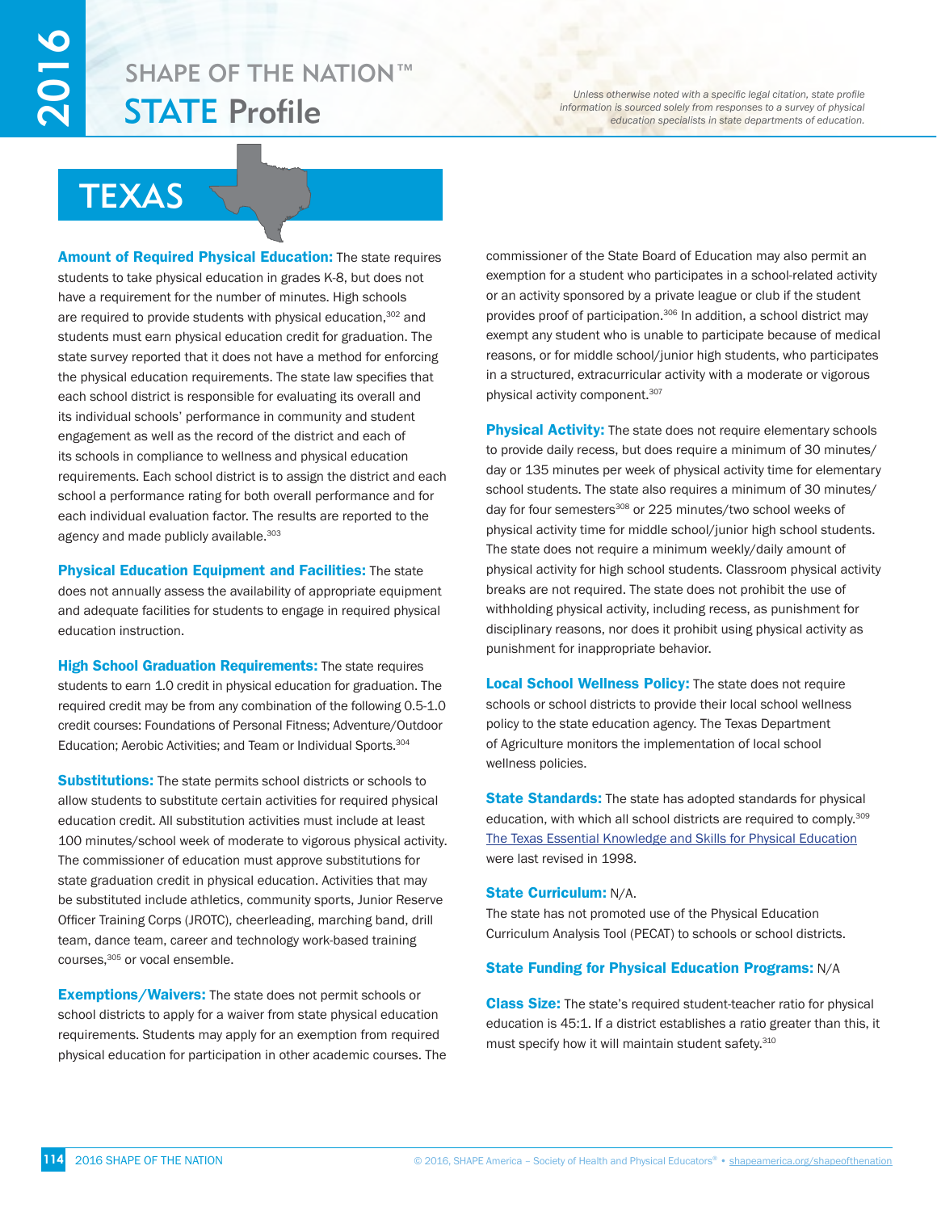# TEXAS

*Unless otherwise noted with a specific legal citation, state profile information is sourced solely from responses to a survey of physical education specialists in state departments of education.*

**Amount of Required Physical Education:** The state requires students to take physical education in grades K-8, but does not have a requirement for the number of minutes. High schools are required to provide students with physical education,[302] and students must earn physical education credit for graduation. The state survey reported that it does not have a method for enforcing the physical education requirements. The state law specifies that each school district is responsible for evaluating its overall and its individual schools' performance in community and student engagement as well as the record of the district and each of its schools in compliance to wellness and physical education requirements. Each school district is to assign the district and each school a performance rating for both overall performance and for each individual evaluation factor. The results are reported to the agency and made publicly available.[303]

**Physical Education Equipment and Facilities:** The state does not annually assess the availability of appropriate equipment and adequate facilities for students to engage in required physical education instruction.

**High School Graduation Requirements:** The state requires students to earn 1.0 credit in physical education for graduation. The required credit may be from any combination of the following 0.5-1.0 credit courses: Foundations of Personal Fitness; Adventure/Outdoor Education; Aerobic Activities; and Team or Individual Sports.[304]

**Substitutions:** The state permits school districts or schools to allow students to substitute certain activities for required physical education credit. All substitution activities must include at least 100 minutes/school week of moderate to vigorous physical activity. The commissioner of education must approve substitutions for state graduation credit in physical education. Activities that may be substituted include athletics, community sports, Junior Reserve Officer Training Corps (JROTC), cheerleading, marching band, drill team, dance team, career and technology work-based training courses,[305] or vocal ensemble.

**Exemptions/Waivers:** The state does not permit schools or school districts to apply for a waiver from state physical education requirements. Students may apply for an exemption from required physical education for participation in other academic courses. The commissioner of the State Board of Education may also permit an exemption for a student who participates in a school-related activity or an activity sponsored by a private league or club if the student provides proof of participation.[306] In addition, a school district may exempt any student who is unable to participate because of medical reasons, or for middle school/junior high students, who participates in a structured, extracurricular activity with a moderate or vigorous physical activity component.[307]

**Physical Activity:** The state does not require elementary schools to provide daily recess, but does require a minimum of 30 minutes/day or 135 minutes per week of physical activity time for elementary school students. The state also requires a minimum of 30 minutes/day for four semesters[308] or 225 minutes/two school weeks of physical activity time for middle school/junior high school students. The state does not require a minimum weekly/daily amount of physical activity for high school students. Classroom physical activity breaks are not required. The state does not prohibit the use of withholding physical activity, including recess, as punishment for disciplinary reasons, nor does it prohibit using physical activity as punishment for inappropriate behavior.

**Local School Wellness Policy:** The state does not require schools or school districts to provide their local school wellness policy to the state education agency. The Texas Department of Agriculture monitors the implementation of local school wellness policies.

**State Standards:** The state has adopted standards for physical education, with which all school districts are required to comply.[309] The Texas Essential Knowledge and Skills for Physical Education were last revised in 1998.

**State Curriculum:** N/A.
The state has not promoted use of the Physical Education Curriculum Analysis Tool (PECAT) to schools or school districts.

**State Funding for Physical Education Programs:** N/A

**Class Size:** The state's required student-teacher ratio for physical education is 45:1. If a district establishes a ratio greater than this, it must specify how it will maintain student safety.[310]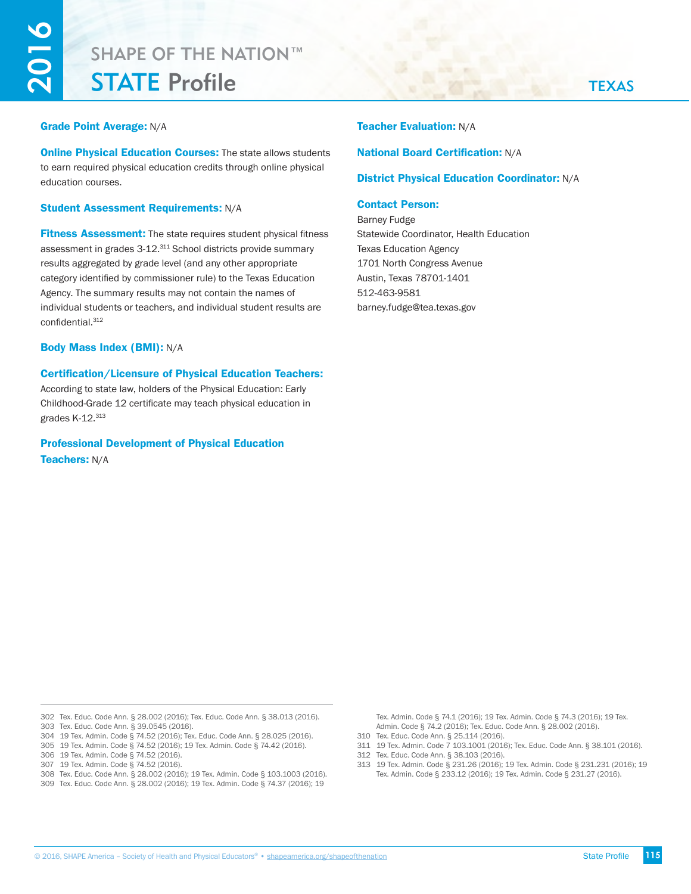**Grade Point Average:** N/A

**Online Physical Education Courses:** The state allows students to earn required physical education credits through online physical education courses.

**Student Assessment Requirements:** N/A

**Fitness Assessment:** The state requires student physical fitness assessment in grades 3-12.[311] School districts provide summary results aggregated by grade level (and any other appropriate category identified by commissioner rule) to the Texas Education Agency. The summary results may not contain the names of individual students or teachers, and individual student results are confidential.[312]

**Body Mass Index (BMI):** N/A

**Certification/Licensure of Physical Education Teachers:** According to state law, holders of the Physical Education: Early Childhood-Grade 12 certificate may teach physical education in grades K-12.[313]

**Professional Development of Physical Education Teachers:** N/A

**Teacher Evaluation:** N/A

**National Board Certification:** N/A

**District Physical Education Coordinator:** N/A

**Contact Person:**
Barney Fudge
Statewide Coordinator, Health Education
Texas Education Agency
1701 North Congress Avenue
Austin, Texas 78701-1401
512-463-9581
barney.fudge@tea.texas.gov

---

302 Tex. Educ. Code Ann. § 28.002 (2016); Tex. Educ. Code Ann. § 38.013 (2016).
303 Tex. Educ. Code Ann. § 39.0545 (2016).
304 19 Tex. Admin. Code § 74.52 (2016); Tex. Educ. Code Ann. § 28.025 (2016).
305 19 Tex. Admin. Code § 74.52 (2016); 19 Tex. Admin. Code § 74.42 (2016).
306 19 Tex. Admin. Code § 74.52 (2016).
307 19 Tex. Admin. Code § 74.52 (2016).
308 Tex. Educ. Code Ann. § 28.002 (2016); 19 Tex. Admin. Code § 103.1003 (2016).
309 Tex. Educ. Code Ann. § 28.002 (2016); 19 Tex. Admin. Code § 74.37 (2016); 19 Tex. Admin. Code § 74.1 (2016); 19 Tex. Admin. Code § 74.3 (2016); 19 Tex. Admin. Code § 74.2 (2016); Tex. Educ. Code Ann. § 28.002 (2016).
310 Tex. Educ. Code Ann. § 25.114 (2016).
311 19 Tex. Admin. Code 7 103.1001 (2016); Tex. Educ. Code Ann. § 38.101 (2016).
312 Tex. Educ. Code Ann. § 38.103 (2016).
313 19 Tex. Admin. Code § 231.26 (2016); 19 Tex. Admin. Code § 231.231 (2016); 19 Tex. Admin. Code § 233.12 (2016); 19 Tex. Admin. Code § 231.27 (2016).